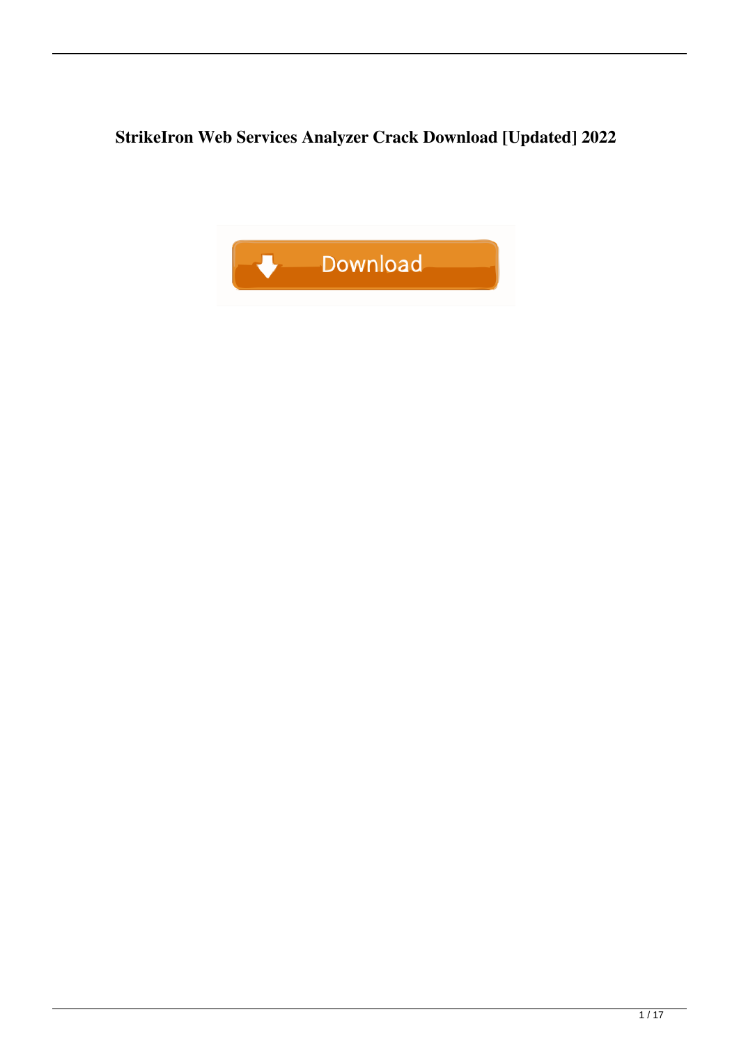# StrikeIron Web Services Analyzer Crack Download [Updated] 2022

Download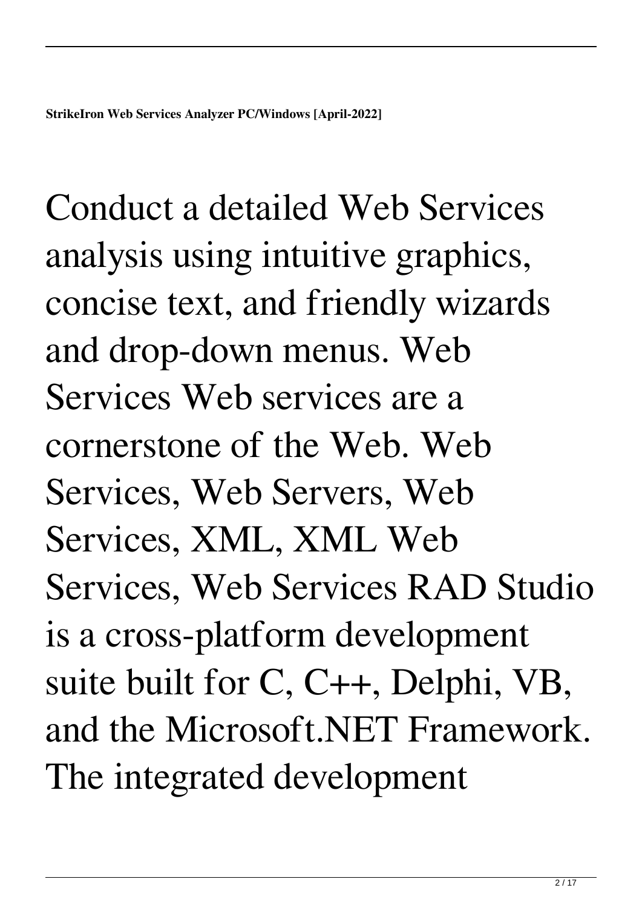**StrikeIron Web Services Analyzer PC/Windows [April-2022]**

Conduct a detailed Web Services analysis using intuitive graphics, concise text, and friendly wizards and drop-down menus. Web Services Web services are a cornerstone of the Web. Web Services, Web Servers, Web Services, XML, XML Web Services, Web Services RAD Studio is a cross-platform development suite built for C, C++, Delphi, VB, and the Microsoft.NET Framework. The integrated development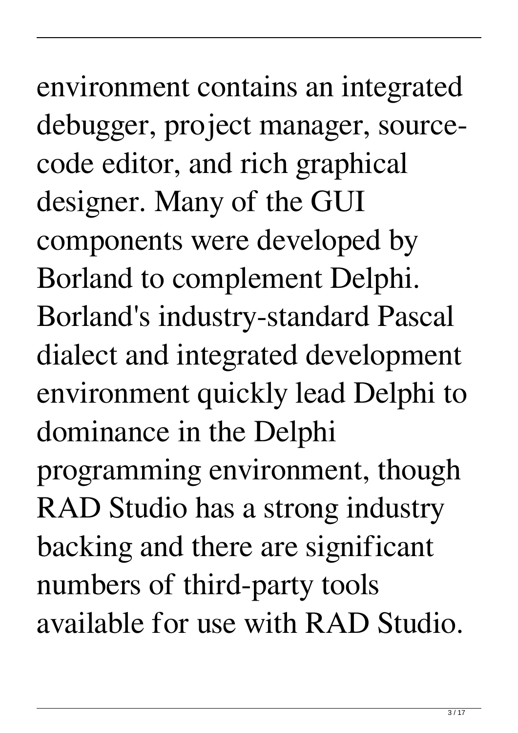environment contains an integrated debugger, project manager, source-code editor, and rich graphical designer. Many of the GUI components were developed by Borland to complement Delphi. Borland's industry-standard Pascal dialect and integrated development environment quickly lead Delphi to dominance in the Delphi programming environment, though RAD Studio has a strong industry backing and there are significant numbers of third-party tools available for use with RAD Studio.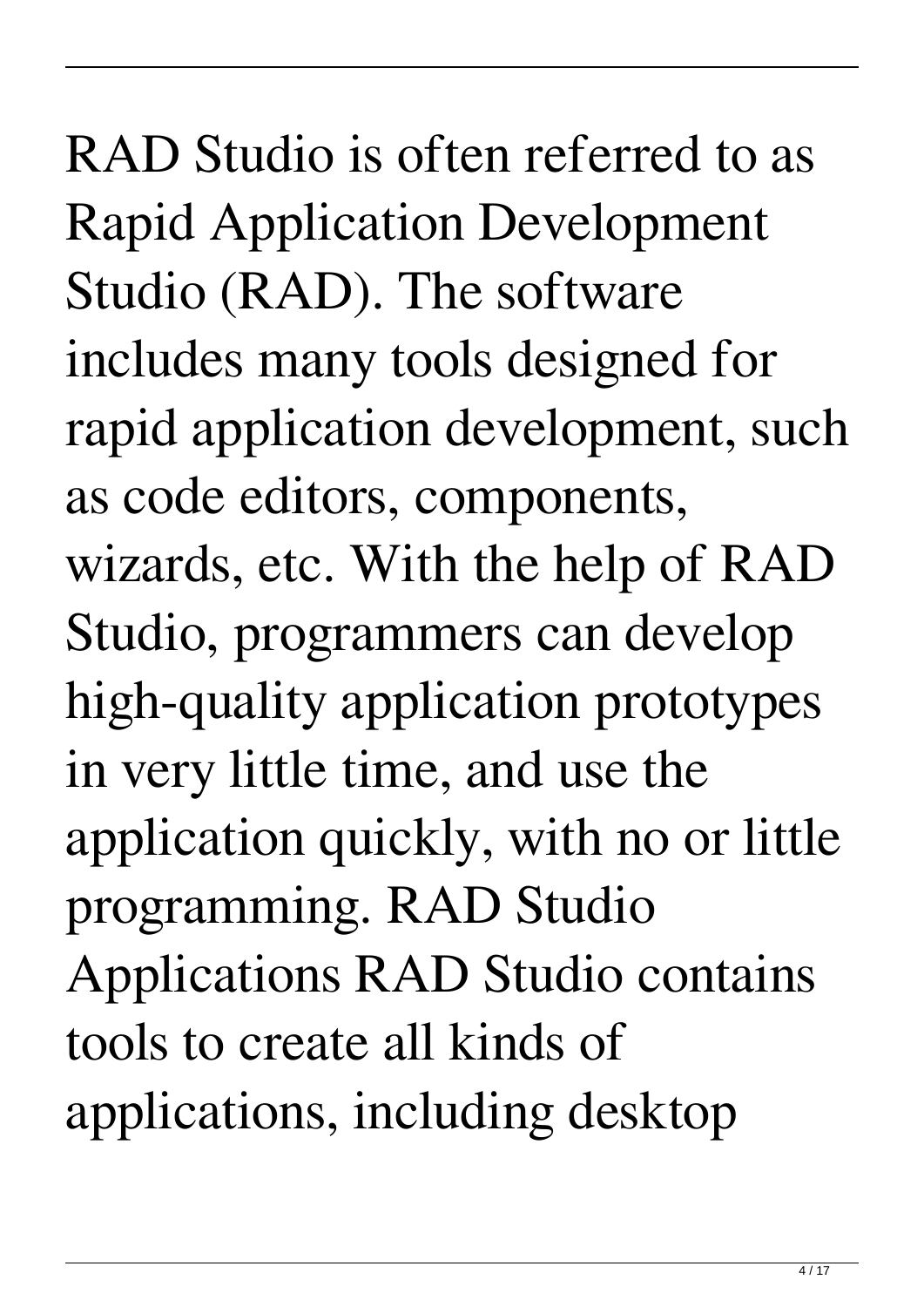RAD Studio is often referred to as Rapid Application Development Studio (RAD). The software includes many tools designed for rapid application development, such as code editors, components, wizards, etc. With the help of RAD Studio, programmers can develop high-quality application prototypes in very little time, and use the application quickly, with no or little programming. RAD Studio Applications RAD Studio contains tools to create all kinds of applications, including desktop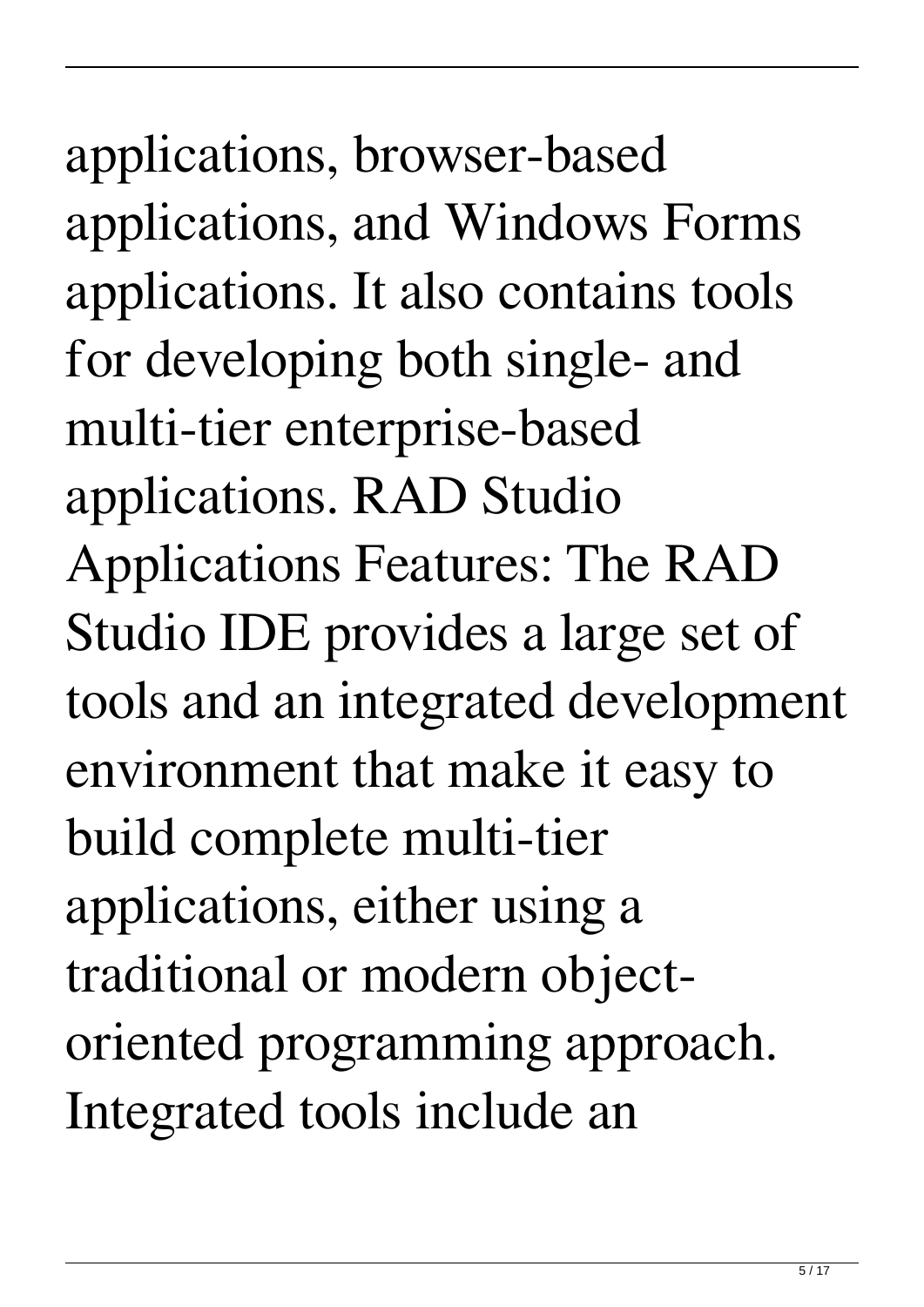applications, browser-based applications, and Windows Forms applications. It also contains tools for developing both single- and multi-tier enterprise-based applications. RAD Studio Applications Features: The RAD Studio IDE provides a large set of tools and an integrated development environment that make it easy to build complete multi-tier applications, either using a traditional or modern object-oriented programming approach. Integrated tools include an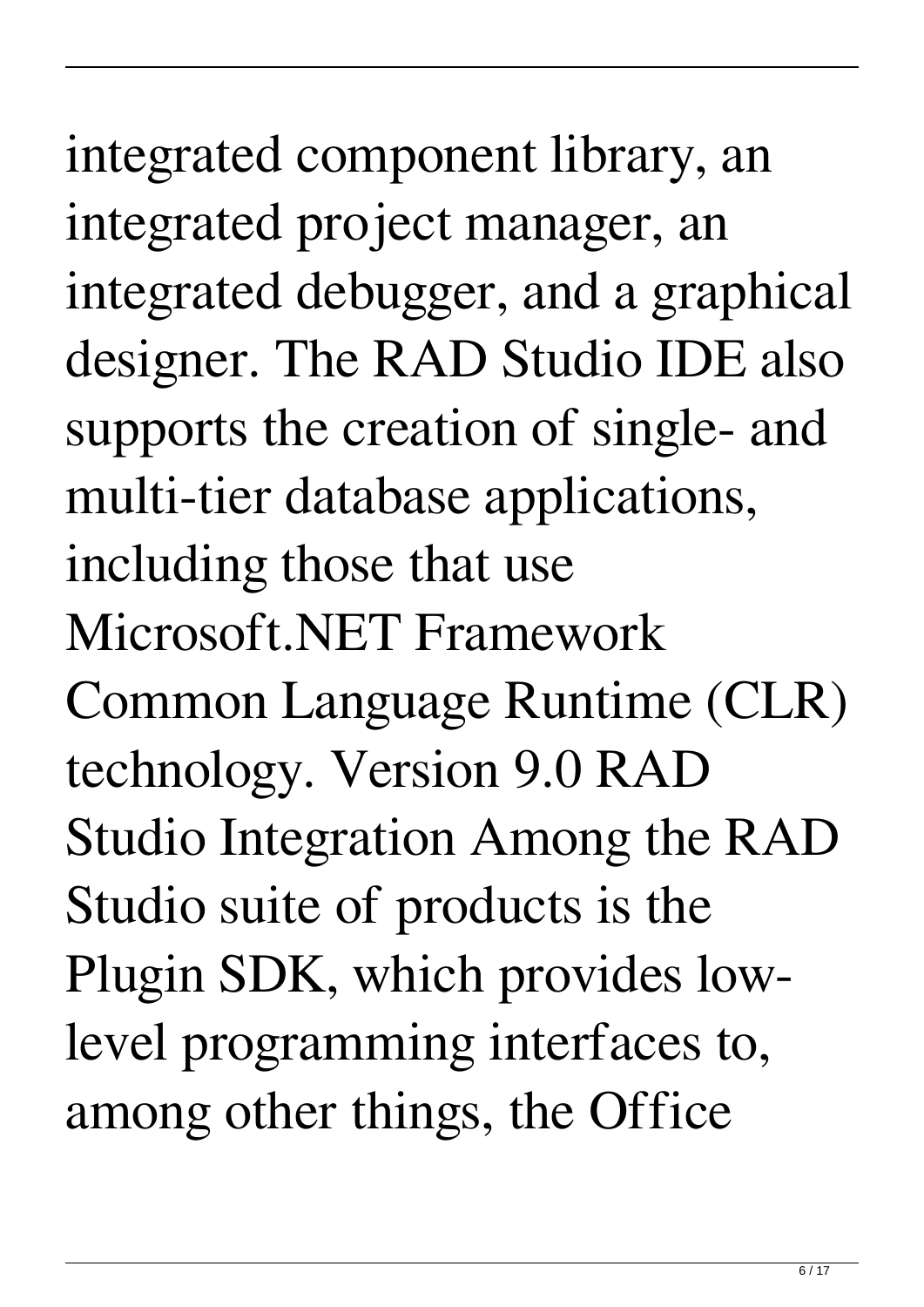integrated component library, an integrated project manager, an integrated debugger, and a graphical designer. The RAD Studio IDE also supports the creation of single- and multi-tier database applications, including those that use Microsoft.NET Framework Common Language Runtime (CLR) technology. Version 9.0 RAD Studio Integration Among the RAD Studio suite of products is the Plugin SDK, which provides low-level programming interfaces to, among other things, the Office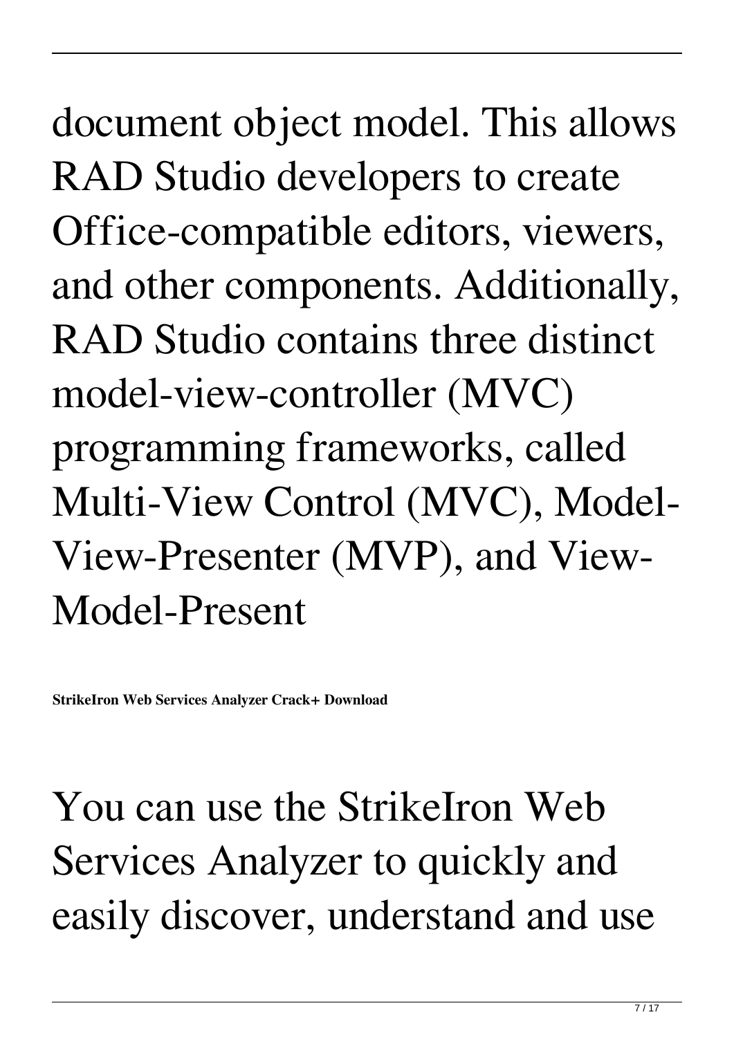document object model. This allows RAD Studio developers to create Office-compatible editors, viewers, and other components. Additionally, RAD Studio contains three distinct model-view-controller (MVC) programming frameworks, called Multi-View Control (MVC), Model-View-Presenter (MVP), and View-Model-Present

**StrikeIron Web Services Analyzer Crack+ Download**

You can use the StrikeIron Web Services Analyzer to quickly and easily discover, understand and use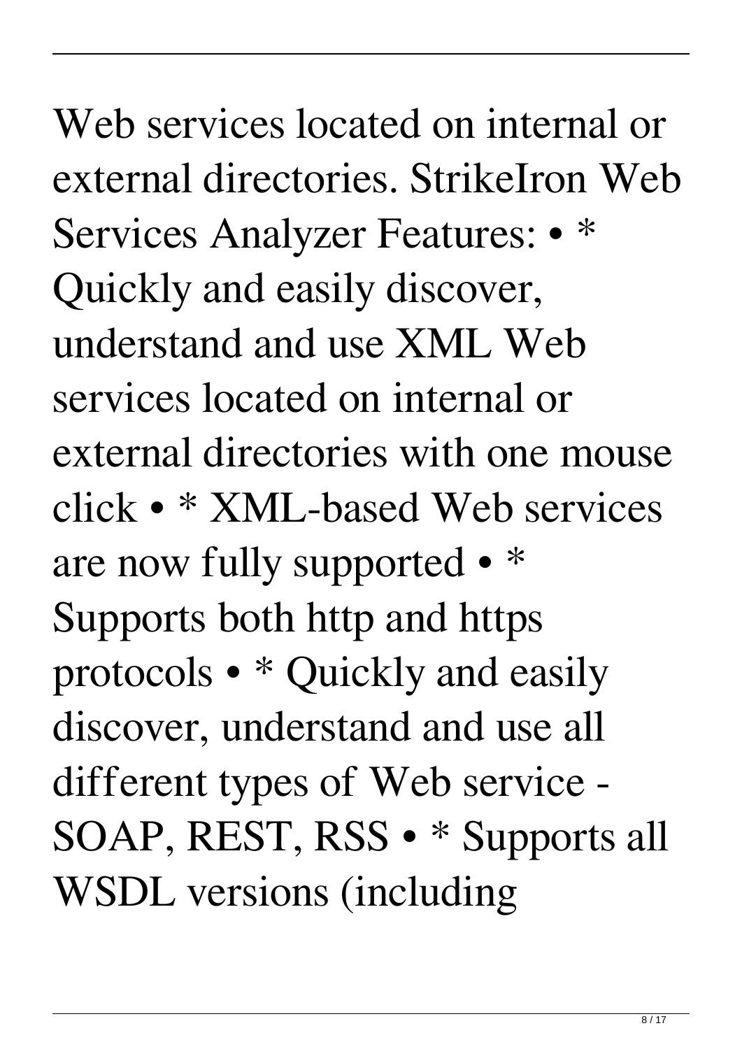Web services located on internal or external directories. StrikeIron Web Services Analyzer Features: • * Quickly and easily discover, understand and use XML Web services located on internal or external directories with one mouse click • * XML-based Web services are now fully supported • * Supports both http and https protocols • * Quickly and easily discover, understand and use all different types of Web service - SOAP, REST, RSS • * Supports all WSDL versions (including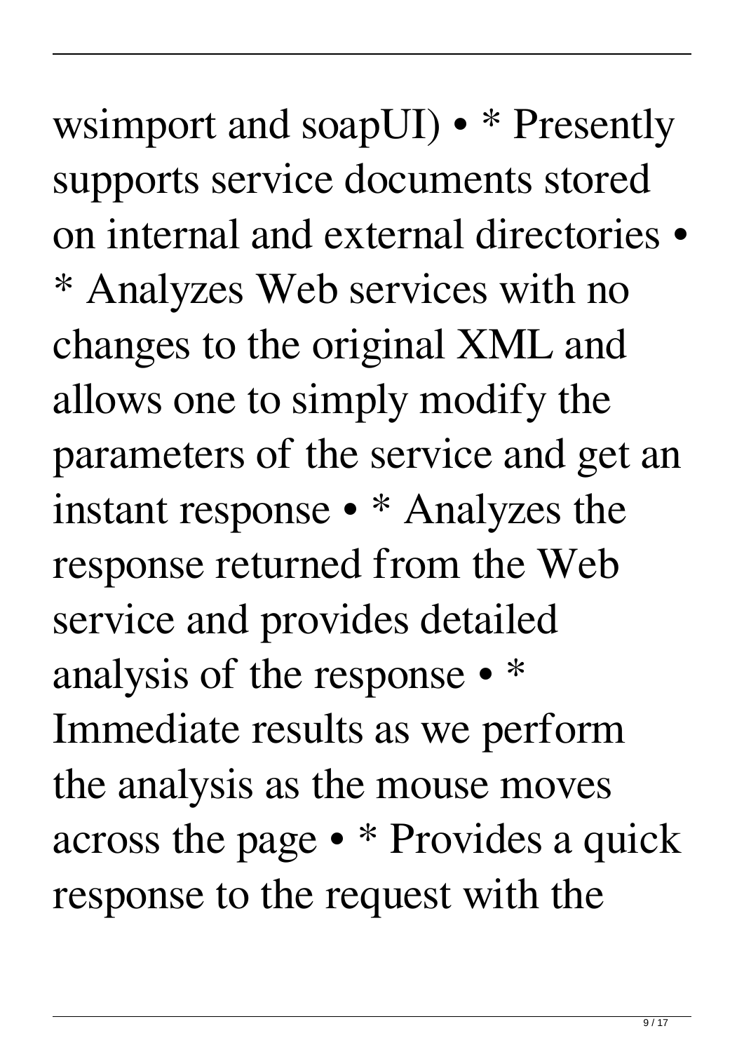wsimport and soapUI) • * Presently supports service documents stored on internal and external directories • * Analyzes Web services with no changes to the original XML and allows one to simply modify the parameters of the service and get an instant response • * Analyzes the response returned from the Web service and provides detailed analysis of the response • * Immediate results as we perform the analysis as the mouse moves across the page • * Provides a quick response to the request with the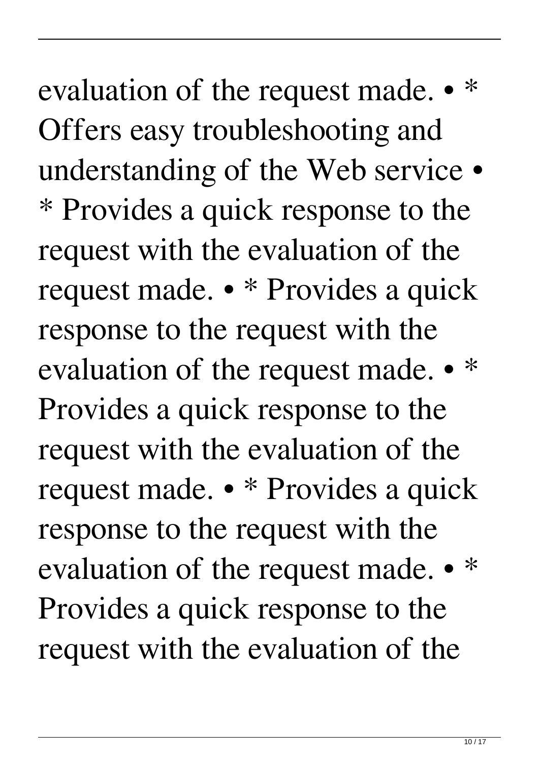evaluation of the request made. • * Offers easy troubleshooting and understanding of the Web service • * Provides a quick response to the request with the evaluation of the request made. • * Provides a quick response to the request with the evaluation of the request made. • * Provides a quick response to the request with the evaluation of the request made. • * Provides a quick response to the request with the evaluation of the request made. • * Provides a quick response to the request with the evaluation of the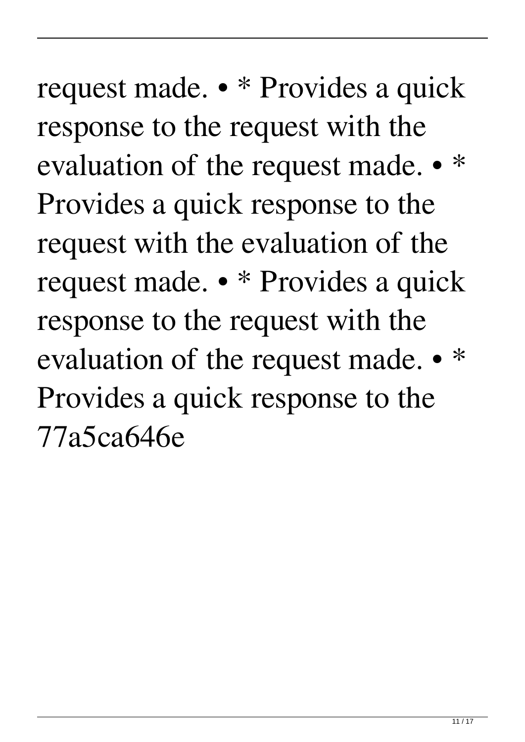request made. • * Provides a quick response to the request with the evaluation of the request made. • * Provides a quick response to the request with the evaluation of the request made. • * Provides a quick response to the request with the evaluation of the request made. • * Provides a quick response to the 77a5ca646e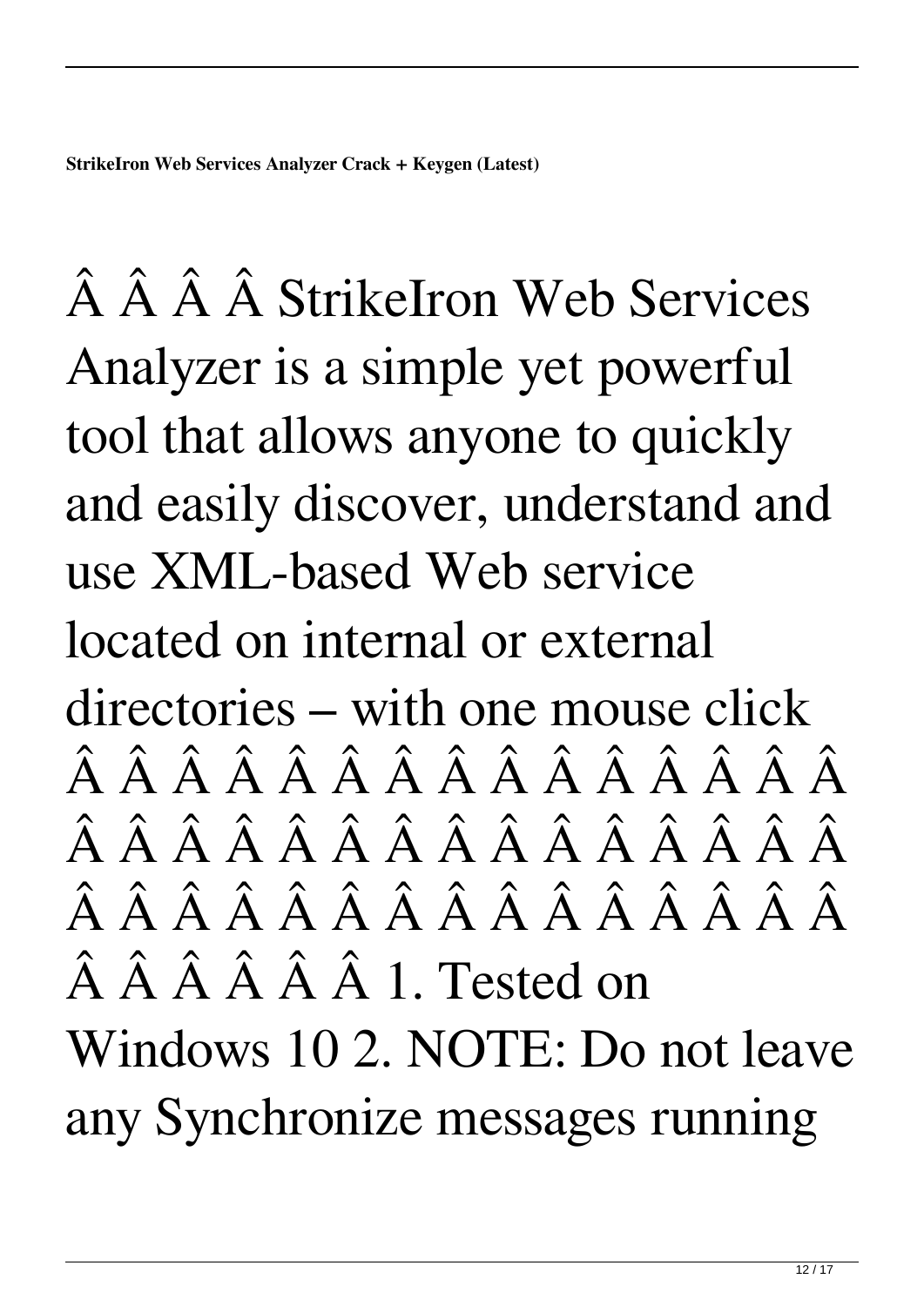Â Â Â Â StrikeIron Web Services Analyzer is a simple yet powerful tool that allows anyone to quickly and easily discover, understand and use XML-based Web service located on internal or external directories – with one mouse click Â Â Â Â Â Â Â Â Â Â Â Â Â Â Â Â Â Â Â Â Â Â Â Â Â Â Â Â Â Â Â Â Â Â Â Â Â Â Â Â Â Â Â Â Â Â Â Â 1. Tested on Windows 10 2. NOTE: Do not leave any Synchronize messages running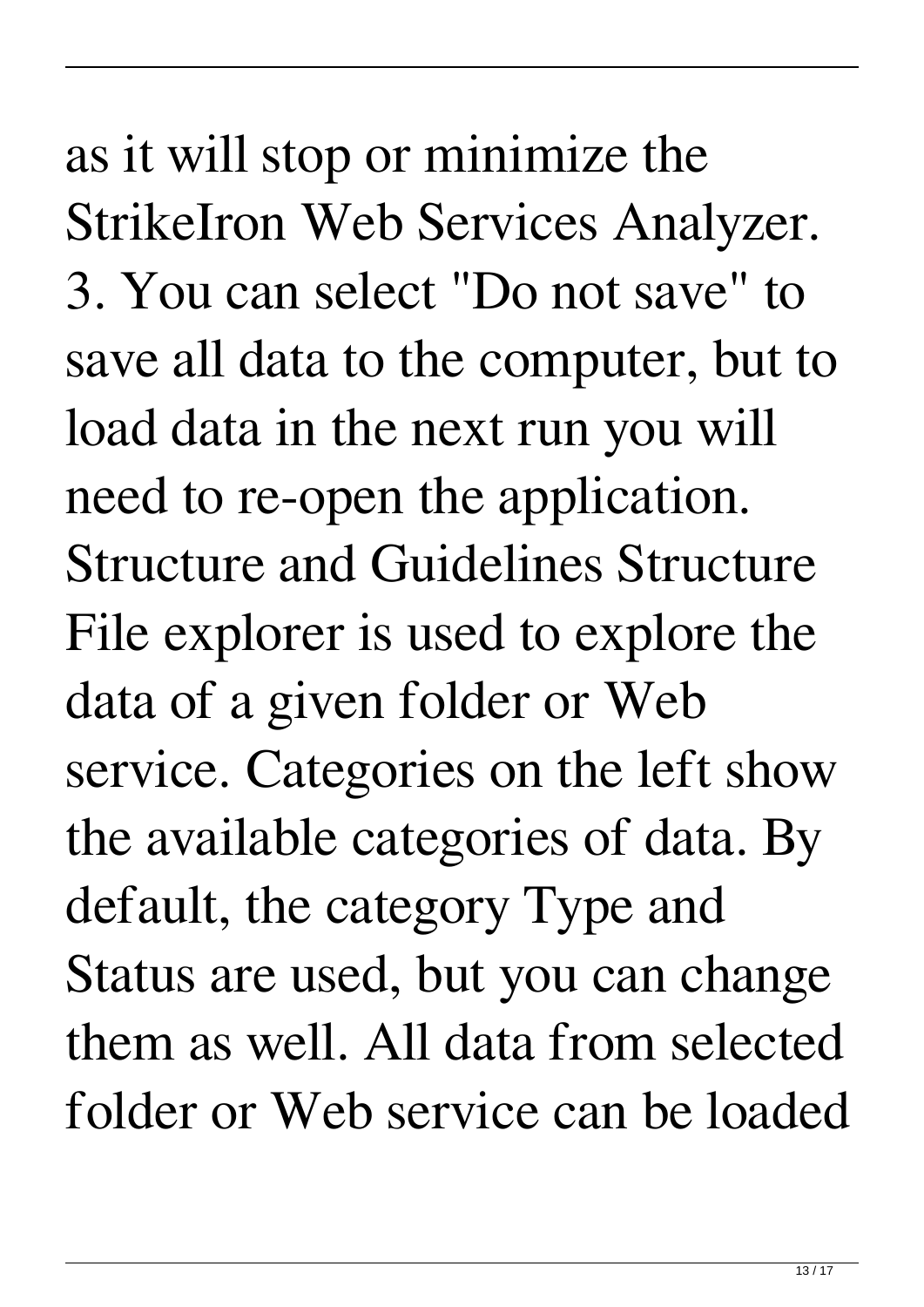as it will stop or minimize the StrikeIron Web Services Analyzer. 3. You can select "Do not save" to save all data to the computer, but to load data in the next run you will need to re-open the application. Structure and Guidelines Structure File explorer is used to explore the data of a given folder or Web service. Categories on the left show the available categories of data. By default, the category Type and Status are used, but you can change them as well. All data from selected folder or Web service can be loaded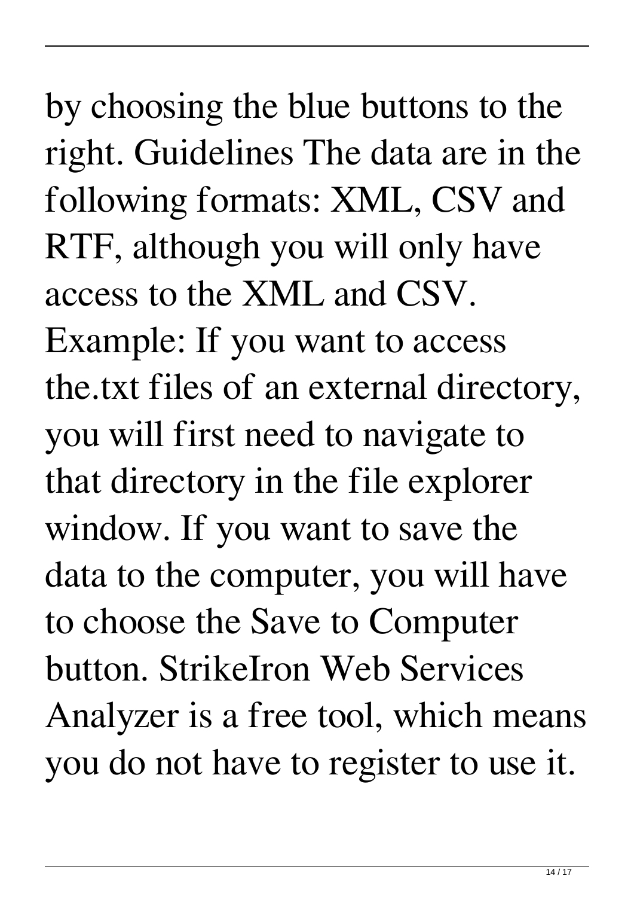by choosing the blue buttons to the right. Guidelines The data are in the following formats: XML, CSV and RTF, although you will only have access to the XML and CSV. Example: If you want to access the.txt files of an external directory, you will first need to navigate to that directory in the file explorer window. If you want to save the data to the computer, you will have to choose the Save to Computer button. StrikeIron Web Services Analyzer is a free tool, which means you do not have to register to use it.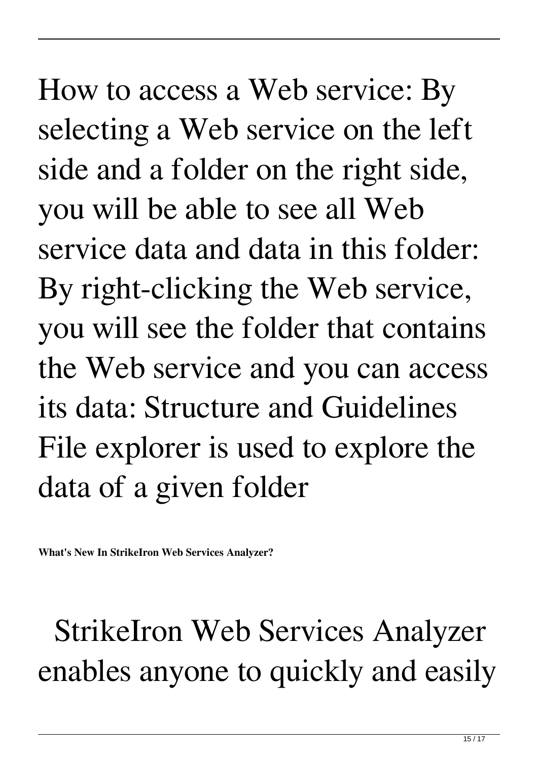How to access a Web service: By selecting a Web service on the left side and a folder on the right side, you will be able to see all Web service data and data in this folder: By right-clicking the Web service, you will see the folder that contains the Web service and you can access its data: Structure and Guidelines File explorer is used to explore the data of a given folder

**What's New In StrikeIron Web Services Analyzer?**

StrikeIron Web Services Analyzer enables anyone to quickly and easily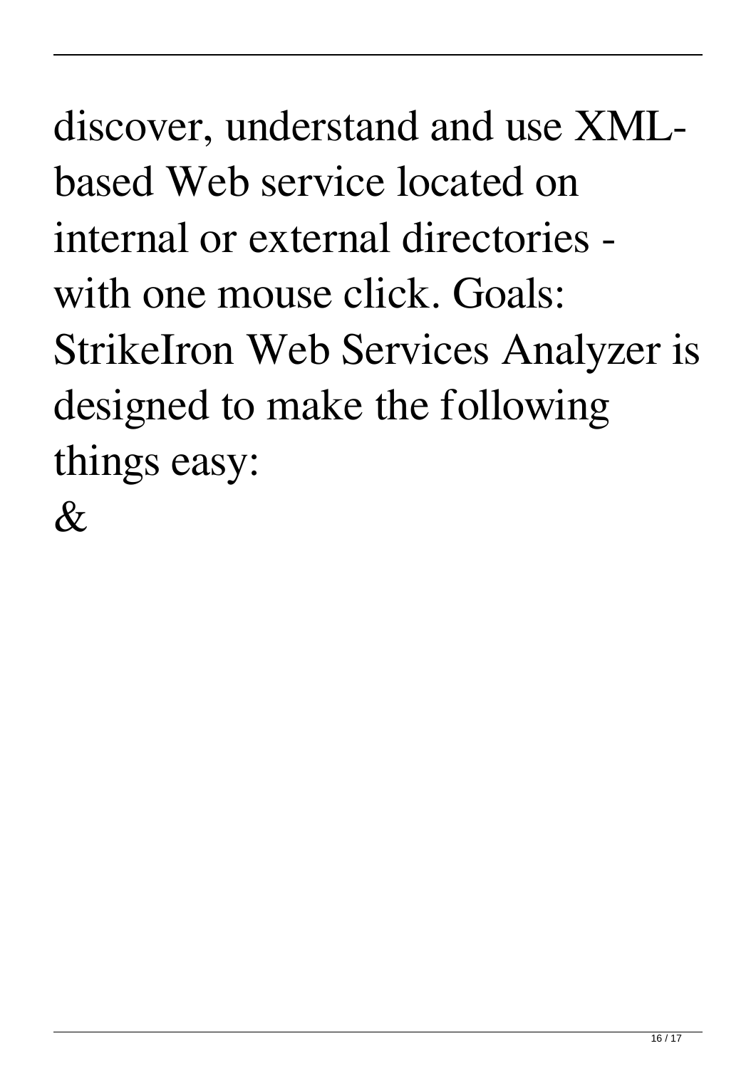discover, understand and use XML-based Web service located on internal or external directories - with one mouse click. Goals: StrikeIron Web Services Analyzer is designed to make the following things easy:

&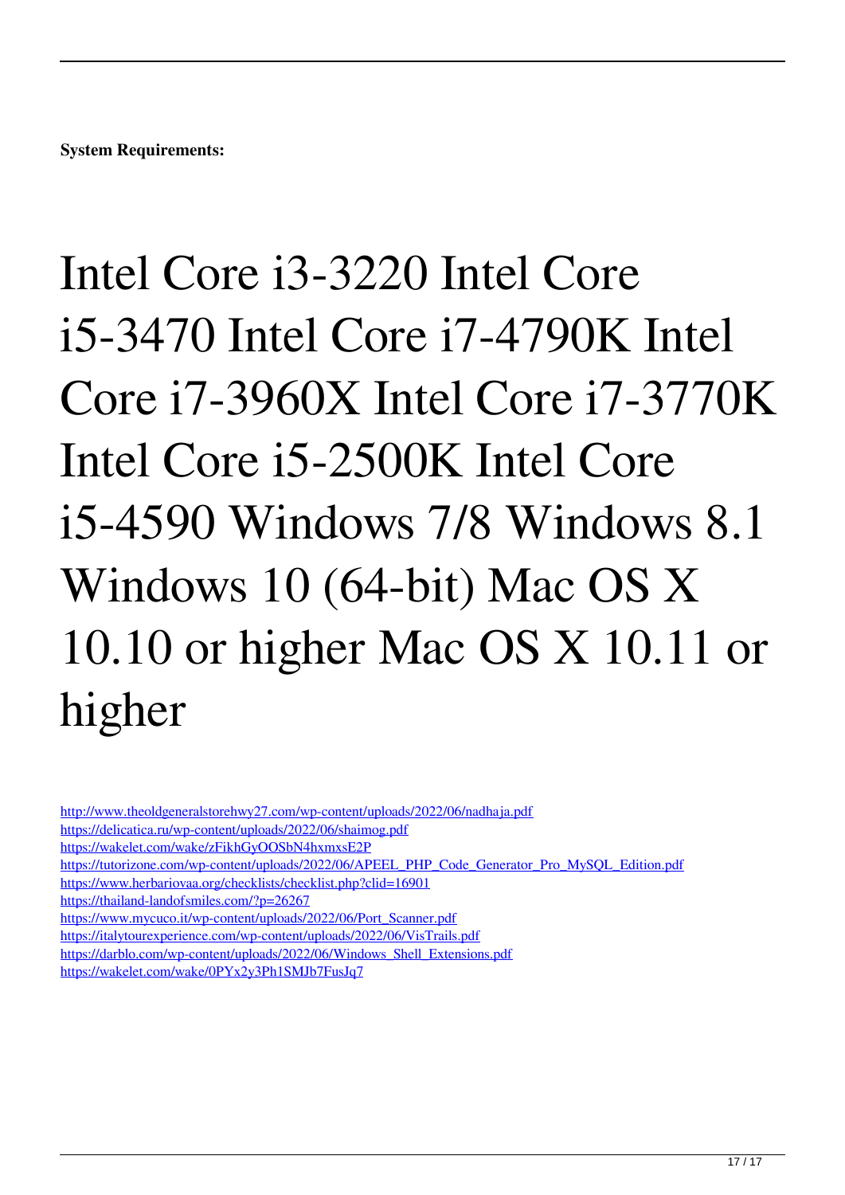**System Requirements:**

# Intel Core i3-3220 Intel Core i5-3470 Intel Core i7-4790K Intel Core i7-3960X Intel Core i7-3770K Intel Core i5-2500K Intel Core i5-4590 Windows 7/8 Windows 8.1 Windows 10 (64-bit) Mac OS X 10.10 or higher Mac OS X 10.11 or higher

http://www.theoldgeneralstorehwy27.com/wp-content/uploads/2022/06/nadhaja.pdf
https://delicatica.ru/wp-content/uploads/2022/06/shaimog.pdf
https://wakelet.com/wake/zFikhGyOOSbN4hxmxsE2P
https://tutorizone.com/wp-content/uploads/2022/06/APEEL_PHP_Code_Generator_Pro_MySQL_Edition.pdf
https://www.herbariovaa.org/checklists/checklist.php?clid=16901
https://thailand-landofsmiles.com/?p=26267
https://www.mycuco.it/wp-content/uploads/2022/06/Port_Scanner.pdf
https://italytourexperience.com/wp-content/uploads/2022/06/VisTrails.pdf
https://darblo.com/wp-content/uploads/2022/06/Windows_Shell_Extensions.pdf
https://wakelet.com/wake/0PYx2y3Ph1SMJb7FusJq7